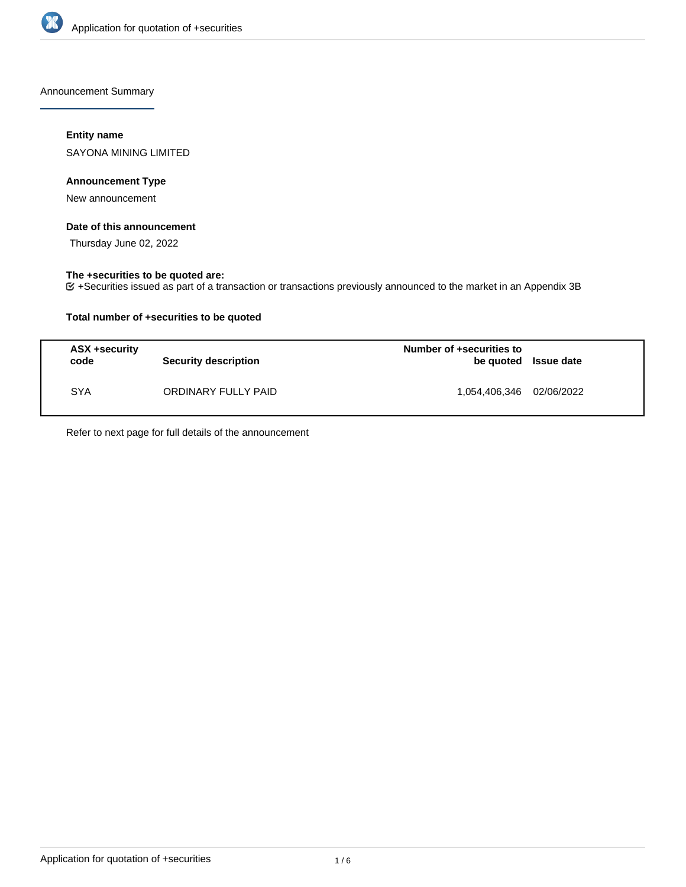Announcement Summary

### Entity name

SAYONA MINING LIMITED

### Announcement Type

New announcement

### Date of this announcement

Thursday June 02, 2022

### The +securities to be quoted are:

☑ +Securities issued as part of a transaction or transactions previously announced to the market in an Appendix 3B

### Total number of +securities to be quoted

| ASX +security code | Security description | Number of +securities to be quoted | Issue date |
|---|---|---|---|
| SYA | ORDINARY FULLY PAID | 1,054,406,346 | 02/06/2022 |

Refer to next page for full details of the announcement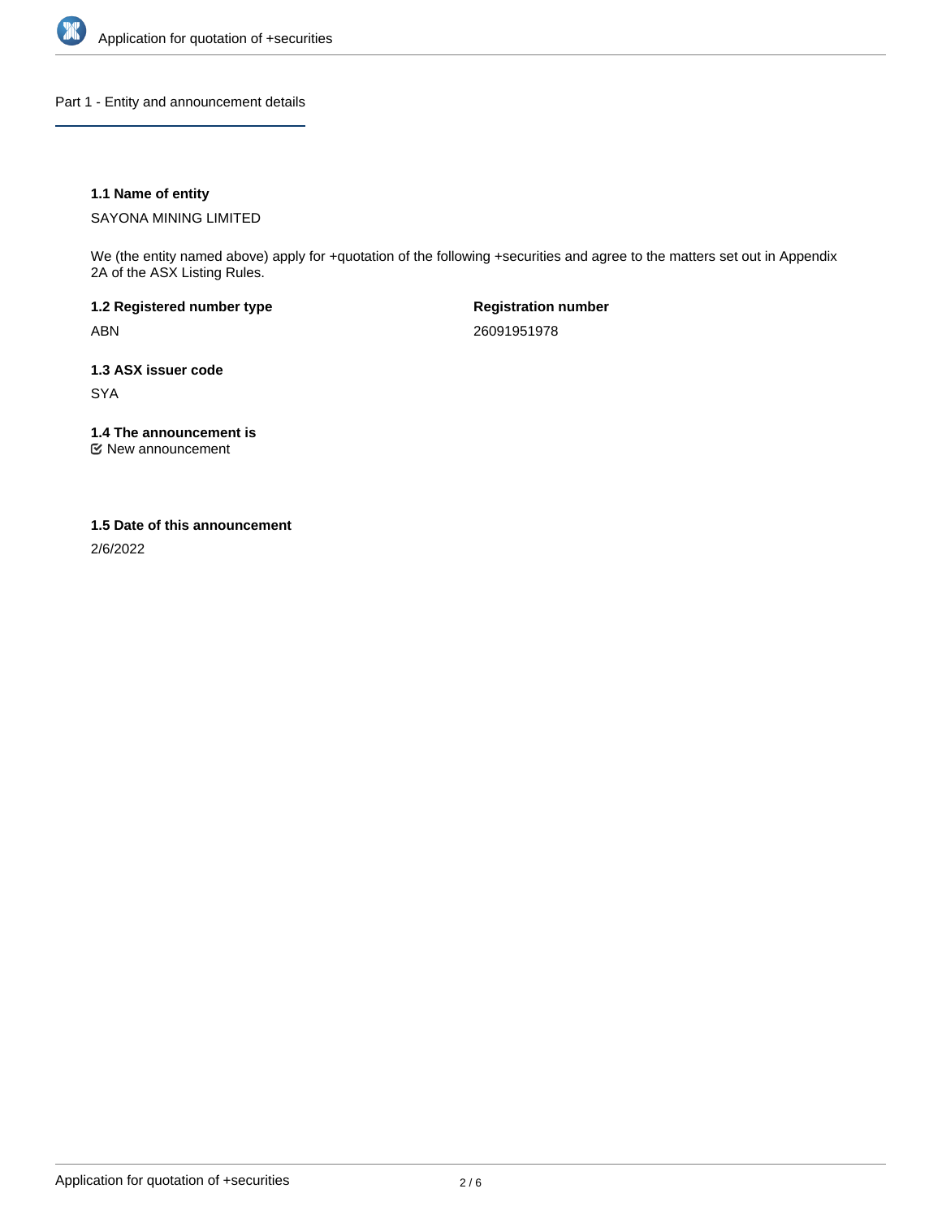## Part 1 - Entity and announcement details

### 1.1 Name of entity

SAYONA MINING LIMITED

We (the entity named above) apply for +quotation of the following +securities and agree to the matters set out in Appendix 2A of the ASX Listing Rules.

**1.2 Registered number type**

ABN

**Registration number**

26091951978

### 1.3 ASX issuer code

SYA

### 1.4 The announcement is

☑ New announcement

### 1.5 Date of this announcement

2/6/2022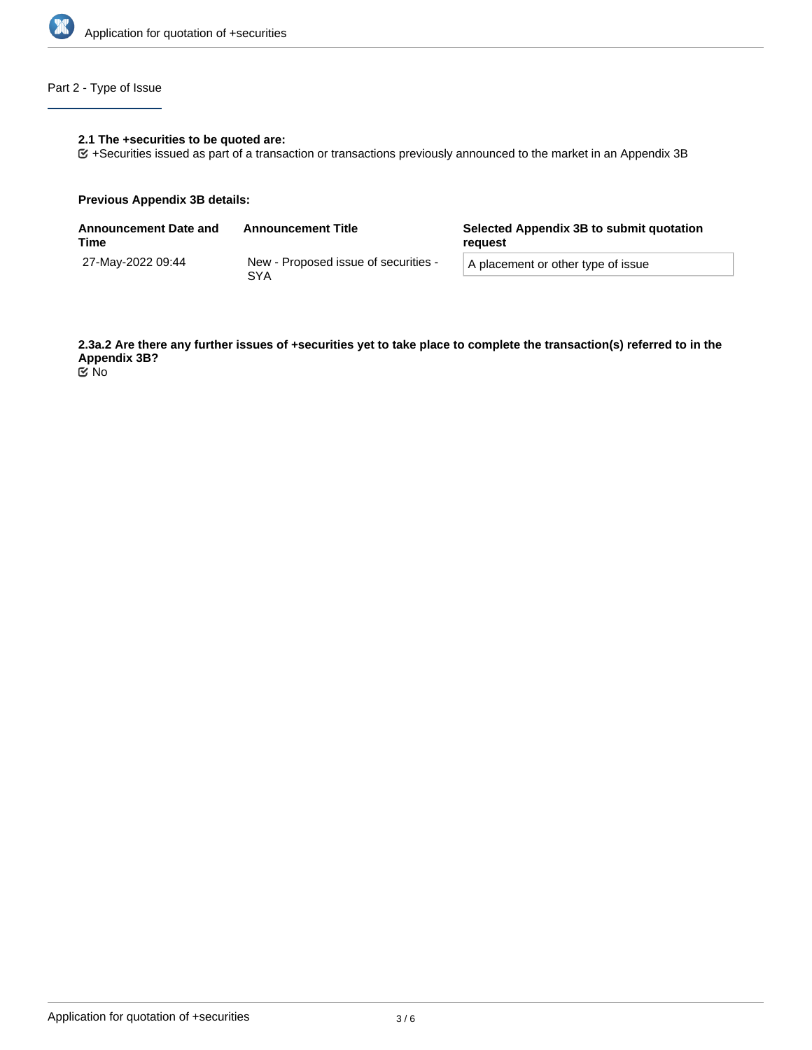## Part 2 - Type of Issue

**2.1 The +securities to be quoted are:**

☑ +Securities issued as part of a transaction or transactions previously announced to the market in an Appendix 3B

**Previous Appendix 3B details:**

| Announcement Date and Time | Announcement Title | Selected Appendix 3B to submit quotation request |
| --- | --- | --- |
| 27-May-2022 09:44 | New - Proposed issue of securities - SYA | A placement or other type of issue |

**2.3a.2 Are there any further issues of +securities yet to take place to complete the transaction(s) referred to in the Appendix 3B?**

☑ No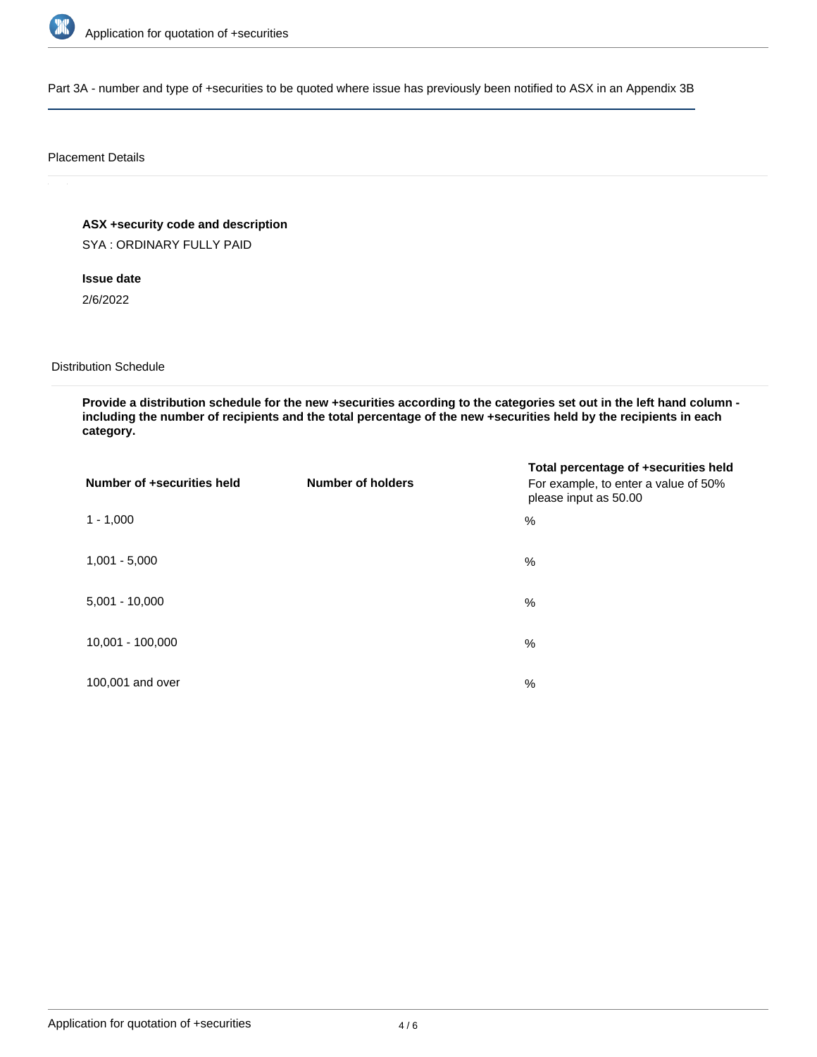## Part 3A - number and type of +securities to be quoted where issue has previously been notified to ASX in an Appendix 3B

### Placement Details

**ASX +security code and description**

SYA : ORDINARY FULLY PAID

**Issue date**

2/6/2022

### Distribution Schedule

**Provide a distribution schedule for the new +securities according to the categories set out in the left hand column - including the number of recipients and the total percentage of the new +securities held by the recipients in each category.**

| Number of +securities held | Number of holders | Total percentage of +securities held<br>For example, to enter a value of 50% please input as 50.00 |
|---|---|---|
| 1 - 1,000 | | % |
| 1,001 - 5,000 | | % |
| 5,001 - 10,000 | | % |
| 10,001 - 100,000 | | % |
| 100,001 and over | | % |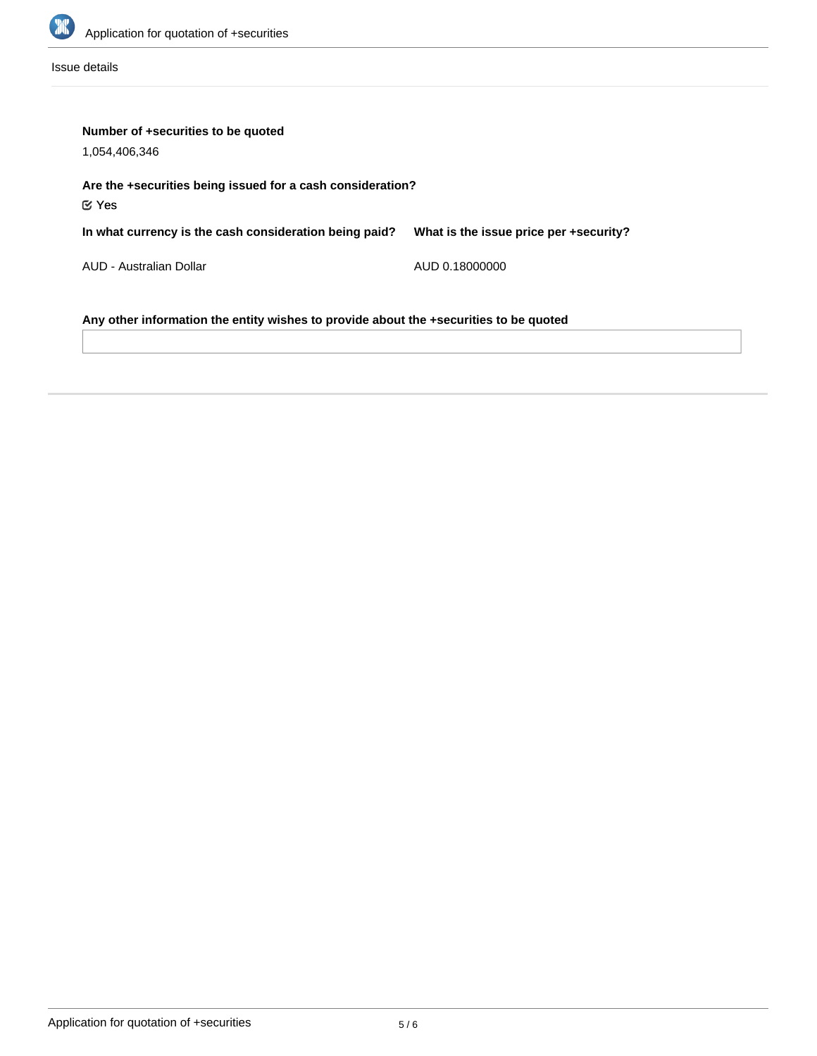Issue details

**Number of +securities to be quoted**

1,054,406,346

**Are the +securities being issued for a cash consideration?**

☑ Yes

| In what currency is the cash consideration being paid? | What is the issue price per +security? |
| --- | --- |
| AUD - Australian Dollar | AUD 0.18000000 |

**Any other information the entity wishes to provide about the +securities to be quoted**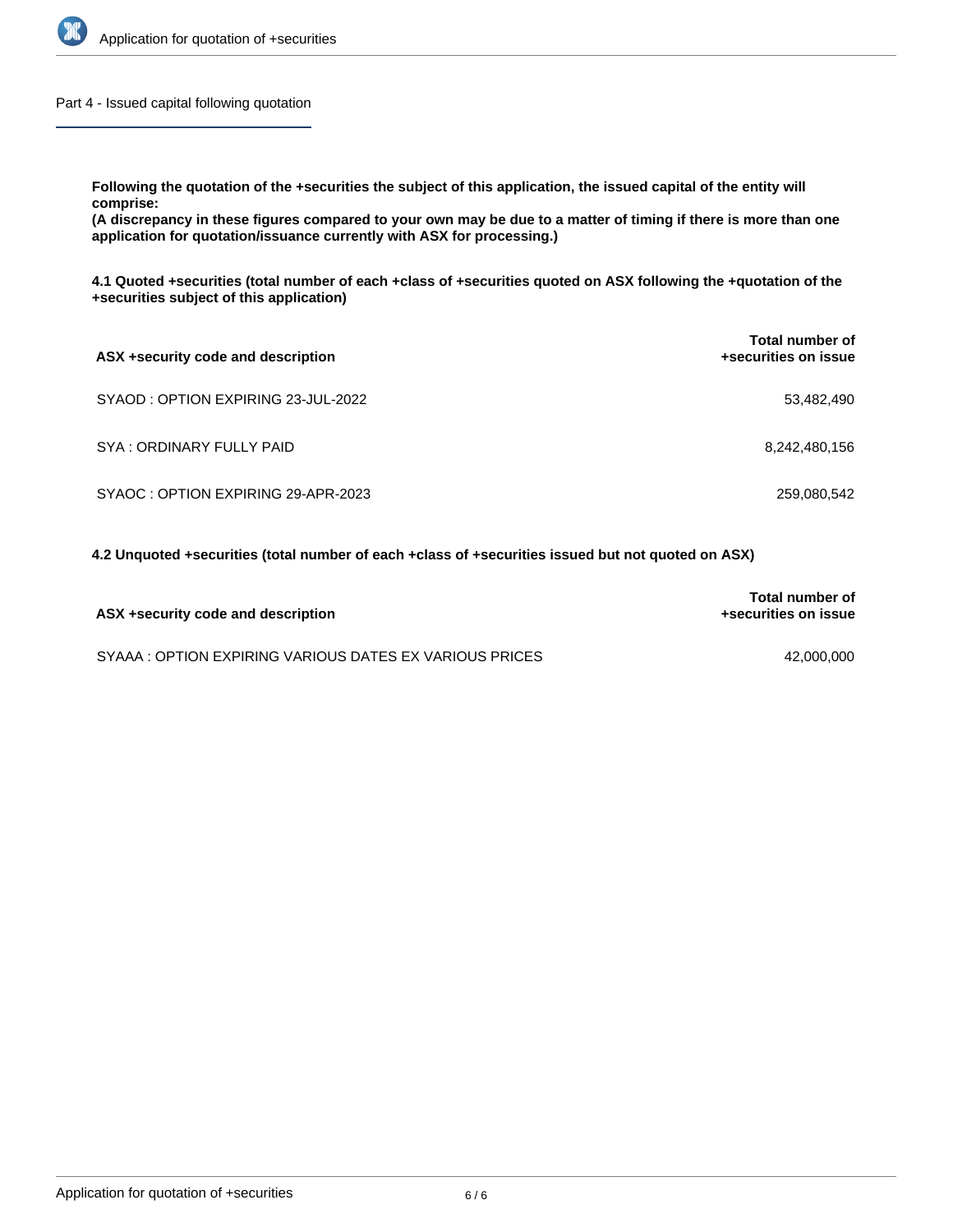## Part 4 - Issued capital following quotation

**Following the quotation of the +securities the subject of this application, the issued capital of the entity will comprise:**
**(A discrepancy in these figures compared to your own may be due to a matter of timing if there is more than one application for quotation/issuance currently with ASX for processing.)**

**4.1 Quoted +securities (total number of each +class of +securities quoted on ASX following the +quotation of the +securities subject of this application)**

| ASX +security code and description | Total number of +securities on issue |
|---|---|
| SYAOD : OPTION EXPIRING 23-JUL-2022 | 53,482,490 |
| SYA : ORDINARY FULLY PAID | 8,242,480,156 |
| SYAOC : OPTION EXPIRING 29-APR-2023 | 259,080,542 |

**4.2 Unquoted +securities (total number of each +class of +securities issued but not quoted on ASX)**

| ASX +security code and description | Total number of +securities on issue |
|---|---|
| SYAAA : OPTION EXPIRING VARIOUS DATES EX VARIOUS PRICES | 42,000,000 |